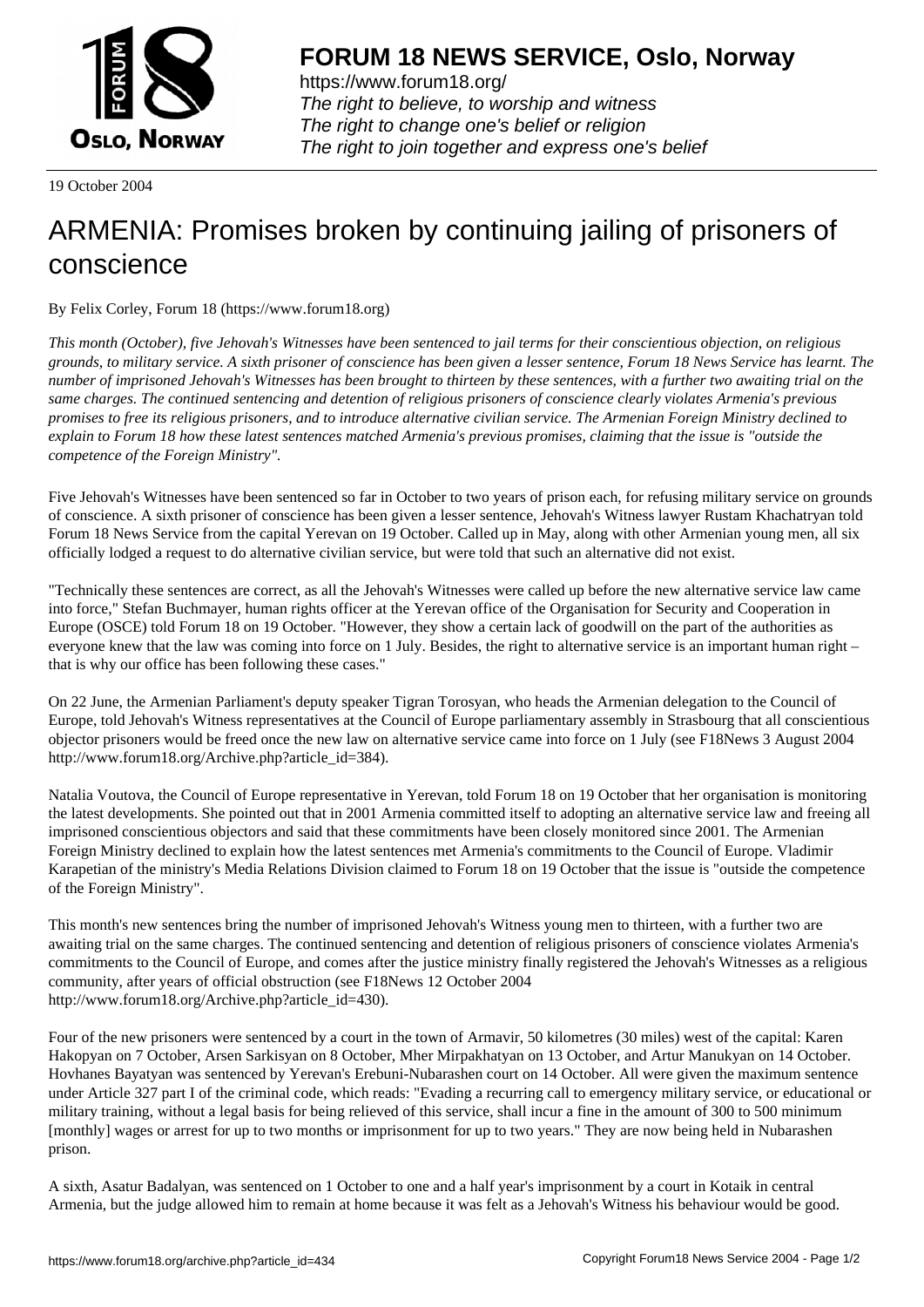# FORUM 18 NEWS SERVICE, Oslo, Norway

https://www.forum18.org/
*The right to believe, to worship and witness*
*The right to change one's belief or religion*
*The right to join together and express one's belief*

19 October 2004

# ARMENIA: Promises broken by continuing jailing of prisoners of conscience

By Felix Corley, Forum 18 (https://www.forum18.org)

*This month (October), five Jehovah's Witnesses have been sentenced to jail terms for their conscientious objection, on religious grounds, to military service. A sixth prisoner of conscience has been given a lesser sentence, Forum 18 News Service has learnt. The number of imprisoned Jehovah's Witnesses has been brought to thirteen by these sentences, with a further two awaiting trial on the same charges. The continued sentencing and detention of religious prisoners of conscience clearly violates Armenia's previous promises to free its religious prisoners, and to introduce alternative civilian service. The Armenian Foreign Ministry declined to explain to Forum 18 how these latest sentences matched Armenia's previous promises, claiming that the issue is "outside the competence of the Foreign Ministry".*

Five Jehovah's Witnesses have been sentenced so far in October to two years of prison each, for refusing military service on grounds of conscience. A sixth prisoner of conscience has been given a lesser sentence, Jehovah's Witness lawyer Rustam Khachatryan told Forum 18 News Service from the capital Yerevan on 19 October. Called up in May, along with other Armenian young men, all six officially lodged a request to do alternative civilian service, but were told that such an alternative did not exist.

"Technically these sentences are correct, as all the Jehovah's Witnesses were called up before the new alternative service law came into force," Stefan Buchmayer, human rights officer at the Yerevan office of the Organisation for Security and Cooperation in Europe (OSCE) told Forum 18 on 19 October. "However, they show a certain lack of goodwill on the part of the authorities as everyone knew that the law was coming into force on 1 July. Besides, the right to alternative service is an important human right – that is why our office has been following these cases."

On 22 June, the Armenian Parliament's deputy speaker Tigran Torosyan, who heads the Armenian delegation to the Council of Europe, told Jehovah's Witness representatives at the Council of Europe parliamentary assembly in Strasbourg that all conscientious objector prisoners would be freed once the new law on alternative service came into force on 1 July (see F18News 3 August 2004 http://www.forum18.org/Archive.php?article_id=384).

Natalia Voutova, the Council of Europe representative in Yerevan, told Forum 18 on 19 October that her organisation is monitoring the latest developments. She pointed out that in 2001 Armenia committed itself to adopting an alternative service law and freeing all imprisoned conscientious objectors and said that these commitments have been closely monitored since 2001. The Armenian Foreign Ministry declined to explain how the latest sentences met Armenia's commitments to the Council of Europe. Vladimir Karapetian of the ministry's Media Relations Division claimed to Forum 18 on 19 October that the issue is "outside the competence of the Foreign Ministry".

This month's new sentences bring the number of imprisoned Jehovah's Witness young men to thirteen, with a further two are awaiting trial on the same charges. The continued sentencing and detention of religious prisoners of conscience violates Armenia's commitments to the Council of Europe, and comes after the justice ministry finally registered the Jehovah's Witnesses as a religious community, after years of official obstruction (see F18News 12 October 2004 http://www.forum18.org/Archive.php?article_id=430).

Four of the new prisoners were sentenced by a court in the town of Armavir, 50 kilometres (30 miles) west of the capital: Karen Hakopyan on 7 October, Arsen Sarkisyan on 8 October, Mher Mirpakhatyan on 13 October, and Artur Manukyan on 14 October. Hovhanes Bayatyan was sentenced by Yerevan's Erebuni-Nubarashen court on 14 October. All were given the maximum sentence under Article 327 part I of the criminal code, which reads: "Evading a recurring call to emergency military service, or educational or military training, without a legal basis for being relieved of this service, shall incur a fine in the amount of 300 to 500 minimum [monthly] wages or arrest for up to two months or imprisonment for up to two years." They are now being held in Nubarashen prison.

A sixth, Asatur Badalyan, was sentenced on 1 October to one and a half year's imprisonment by a court in Kotaik in central Armenia, but the judge allowed him to remain at home because it was felt as a Jehovah's Witness his behaviour would be good.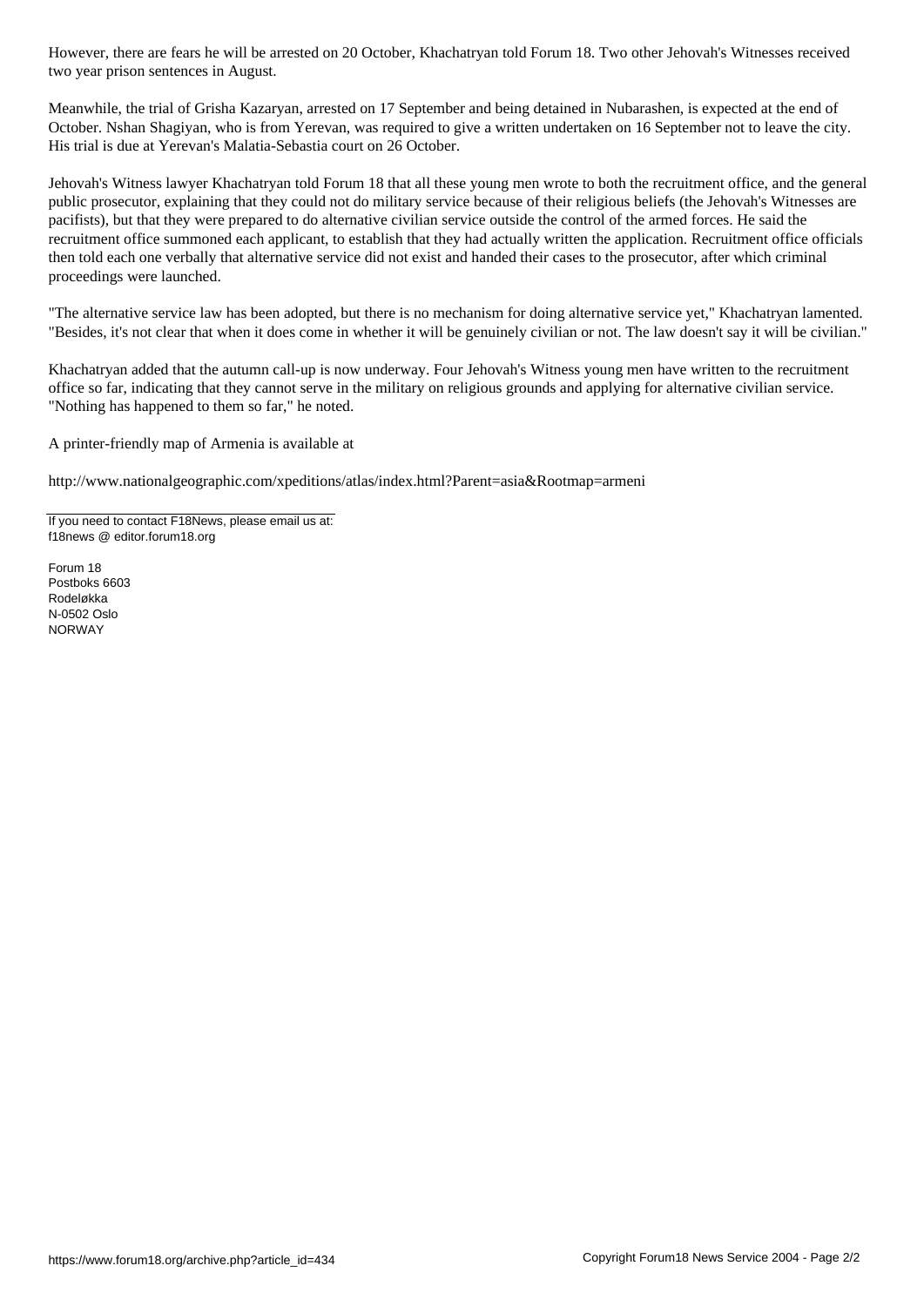However, there are fears he will be arrested on 20 October, Khachatryan told Forum 18. Two other Jehovah's Witnesses received two year prison sentences in August.

Meanwhile, the trial of Grisha Kazaryan, arrested on 17 September and being detained in Nubarashen, is expected at the end of October. Nshan Shagiyan, who is from Yerevan, was required to give a written undertaken on 16 September not to leave the city. His trial is due at Yerevan's Malatia-Sebastia court on 26 October.

Jehovah's Witness lawyer Khachatryan told Forum 18 that all these young men wrote to both the recruitment office, and the general public prosecutor, explaining that they could not do military service because of their religious beliefs (the Jehovah's Witnesses are pacifists), but that they were prepared to do alternative civilian service outside the control of the armed forces. He said the recruitment office summoned each applicant, to establish that they had actually written the application. Recruitment office officials then told each one verbally that alternative service did not exist and handed their cases to the prosecutor, after which criminal proceedings were launched.

"The alternative service law has been adopted, but there is no mechanism for doing alternative service yet," Khachatryan lamented. "Besides, it's not clear that when it does come in whether it will be genuinely civilian or not. The law doesn't say it will be civilian."

Khachatryan added that the autumn call-up is now underway. Four Jehovah's Witness young men have written to the recruitment office so far, indicating that they cannot serve in the military on religious grounds and applying for alternative civilian service. "Nothing has happened to them so far," he noted.

A printer-friendly map of Armenia is available at

http://www.nationalgeographic.com/xpeditions/atlas/index.html?Parent=asia&Rootmap=armeni

---

If you need to contact F18News, please email us at:
f18news @ editor.forum18.org

Forum 18
Postboks 6603
Rodeløkka
N-0502 Oslo
NORWAY